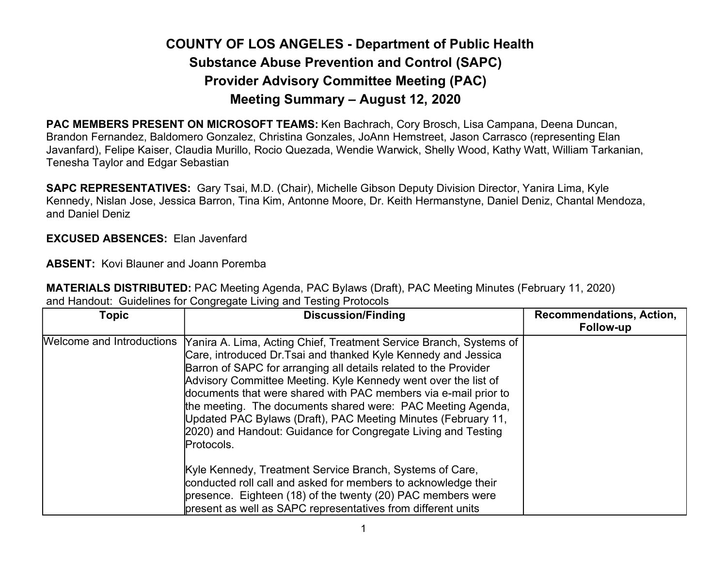# COUNTY OF LOS ANGELES - Department of Public Health
## Substance Abuse Prevention and Control (SAPC)
## Provider Advisory Committee Meeting (PAC)
## Meeting Summary – August 12, 2020

**PAC MEMBERS PRESENT ON MICROSOFT TEAMS:** Ken Bachrach, Cory Brosch, Lisa Campana, Deena Duncan, Brandon Fernandez, Baldomero Gonzalez, Christina Gonzales, JoAnn Hemstreet, Jason Carrasco (representing Elan Javanfard), Felipe Kaiser, Claudia Murillo, Rocio Quezada, Wendie Warwick, Shelly Wood, Kathy Watt, William Tarkanian, Tenesha Taylor and Edgar Sebastian

**SAPC REPRESENTATIVES:** Gary Tsai, M.D. (Chair), Michelle Gibson Deputy Division Director, Yanira Lima, Kyle Kennedy, Nislan Jose, Jessica Barron, Tina Kim, Antonne Moore, Dr. Keith Hermanstyne, Daniel Deniz, Chantal Mendoza, and Daniel Deniz

**EXCUSED ABSENCES:** Elan Javenfard

**ABSENT:** Kovi Blauner and Joann Poremba

**MATERIALS DISTRIBUTED:** PAC Meeting Agenda, PAC Bylaws (Draft), PAC Meeting Minutes (February 11, 2020) and Handout: Guidelines for Congregate Living and Testing Protocols

| Topic | Discussion/Finding | Recommendations, Action, Follow-up |
|---|---|---|
| Welcome and Introductions | Yanira A. Lima, Acting Chief, Treatment Service Branch, Systems of Care, introduced Dr.Tsai and thanked Kyle Kennedy and Jessica Barron of SAPC for arranging all details related to the Provider Advisory Committee Meeting. Kyle Kennedy went over the list of documents that were shared with PAC members via e-mail prior to the meeting. The documents shared were: PAC Meeting Agenda, Updated PAC Bylaws (Draft), PAC Meeting Minutes (February 11, 2020) and Handout: Guidance for Congregate Living and Testing Protocols.<br><br>Kyle Kennedy, Treatment Service Branch, Systems of Care, conducted roll call and asked for members to acknowledge their presence. Eighteen (18) of the twenty (20) PAC members were present as well as SAPC representatives from different units | |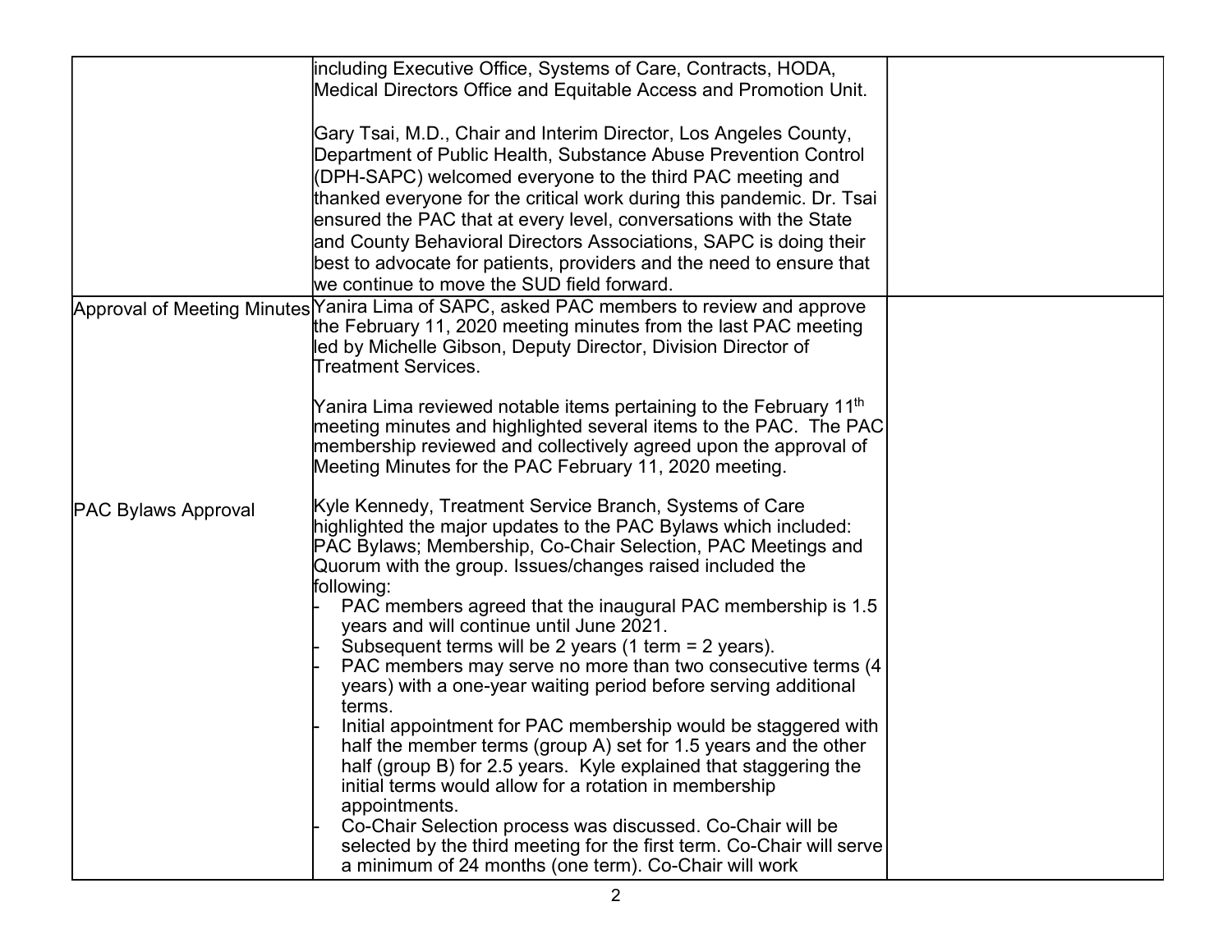| | | |
|---|---|---|
| | including Executive Office, Systems of Care, Contracts, HODA, Medical Directors Office and Equitable Access and Promotion Unit.<br><br>Gary Tsai, M.D., Chair and Interim Director, Los Angeles County, Department of Public Health, Substance Abuse Prevention Control (DPH-SAPC) welcomed everyone to the third PAC meeting and thanked everyone for the critical work during this pandemic. Dr. Tsai ensured the PAC that at every level, conversations with the State and County Behavioral Directors Associations, SAPC is doing their best to advocate for patients, providers and the need to ensure that we continue to move the SUD field forward. | |
| Approval of Meeting Minutes<br><br><br><br><br><br><br><br><br>PAC Bylaws Approval | Yanira Lima of SAPC, asked PAC members to review and approve the February 11, 2020 meeting minutes from the last PAC meeting led by Michelle Gibson, Deputy Director, Division Director of Treatment Services.<br><br>Yanira Lima reviewed notable items pertaining to the February 11th meeting minutes and highlighted several items to the PAC. The PAC membership reviewed and collectively agreed upon the approval of Meeting Minutes for the PAC February 11, 2020 meeting.<br><br>Kyle Kennedy, Treatment Service Branch, Systems of Care highlighted the major updates to the PAC Bylaws which included: PAC Bylaws; Membership, Co-Chair Selection, PAC Meetings and Quorum with the group. Issues/changes raised included the following:<br>- PAC members agreed that the inaugural PAC membership is 1.5 years and will continue until June 2021.<br>- Subsequent terms will be 2 years (1 term = 2 years).<br>- PAC members may serve no more than two consecutive terms (4 years) with a one-year waiting period before serving additional terms.<br>- Initial appointment for PAC membership would be staggered with half the member terms (group A) set for 1.5 years and the other half (group B) for 2.5 years. Kyle explained that staggering the initial terms would allow for a rotation in membership appointments.<br>- Co-Chair Selection process was discussed. Co-Chair will be selected by the third meeting for the first term. Co-Chair will serve a minimum of 24 months (one term). Co-Chair will work | |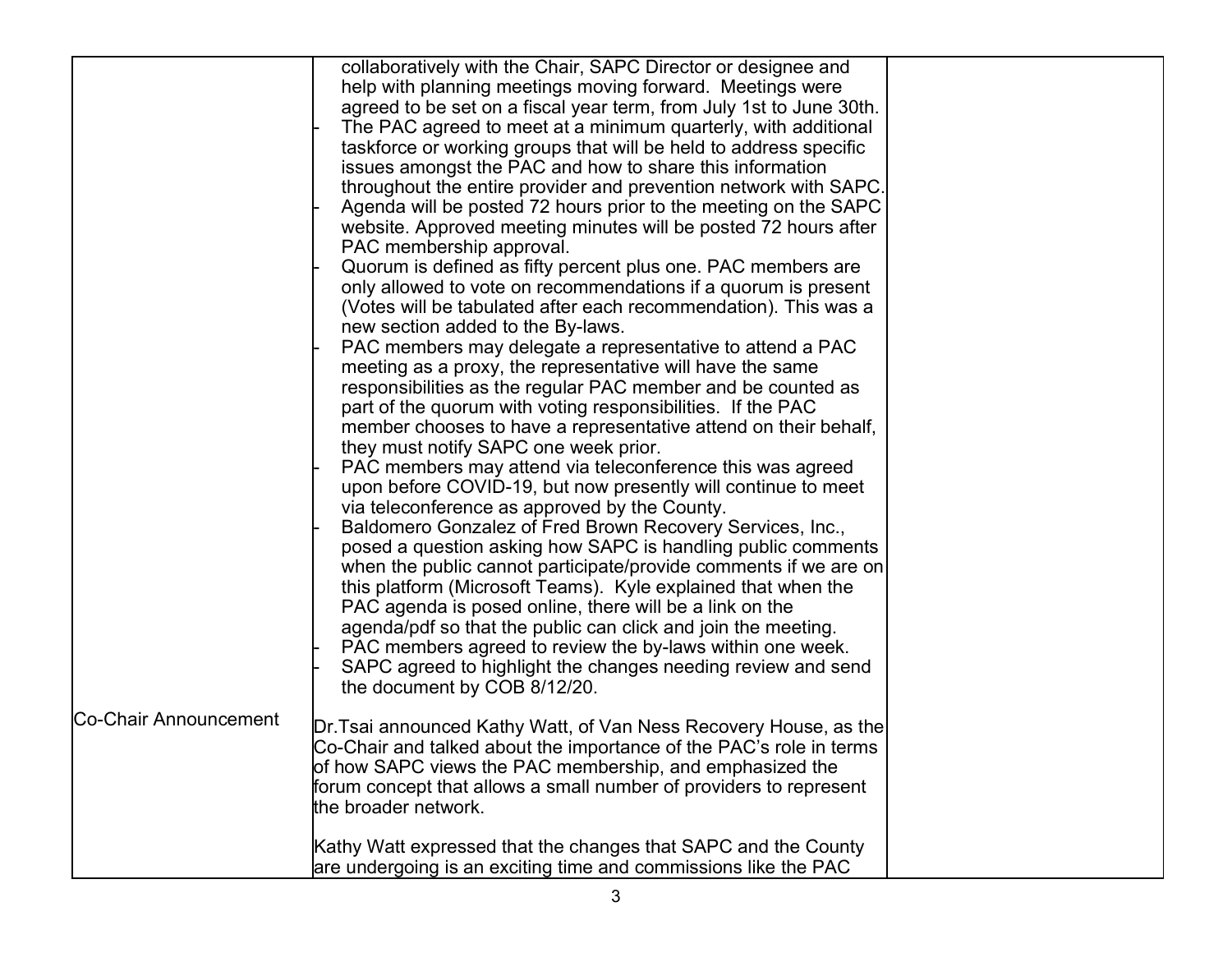| | | |
|---|---|---|
| | collaboratively with the Chair, SAPC Director or designee and help with planning meetings moving forward. Meetings were agreed to be set on a fiscal year term, from July 1st to June 30th.<br>- The PAC agreed to meet at a minimum quarterly, with additional taskforce or working groups that will be held to address specific issues amongst the PAC and how to share this information throughout the entire provider and prevention network with SAPC.<br>- Agenda will be posted 72 hours prior to the meeting on the SAPC website. Approved meeting minutes will be posted 72 hours after PAC membership approval.<br>- Quorum is defined as fifty percent plus one. PAC members are only allowed to vote on recommendations if a quorum is present (Votes will be tabulated after each recommendation). This was a new section added to the By-laws.<br>- PAC members may delegate a representative to attend a PAC meeting as a proxy, the representative will have the same responsibilities as the regular PAC member and be counted as part of the quorum with voting responsibilities. If the PAC member chooses to have a representative attend on their behalf, they must notify SAPC one week prior.<br>- PAC members may attend via teleconference this was agreed upon before COVID-19, but now presently will continue to meet via teleconference as approved by the County.<br>- Baldomero Gonzalez of Fred Brown Recovery Services, Inc., posed a question asking how SAPC is handling public comments when the public cannot participate/provide comments if we are on this platform (Microsoft Teams). Kyle explained that when the PAC agenda is posed online, there will be a link on the agenda/pdf so that the public can click and join the meeting.<br>- PAC members agreed to review the by-laws within one week.<br>- SAPC agreed to highlight the changes needing review and send the document by COB 8/12/20. | |
| Co-Chair Announcement | Dr.Tsai announced Kathy Watt, of Van Ness Recovery House, as the Co-Chair and talked about the importance of the PAC's role in terms of how SAPC views the PAC membership, and emphasized the forum concept that allows a small number of providers to represent the broader network.<br><br>Kathy Watt expressed that the changes that SAPC and the County are undergoing is an exciting time and commissions like the PAC | |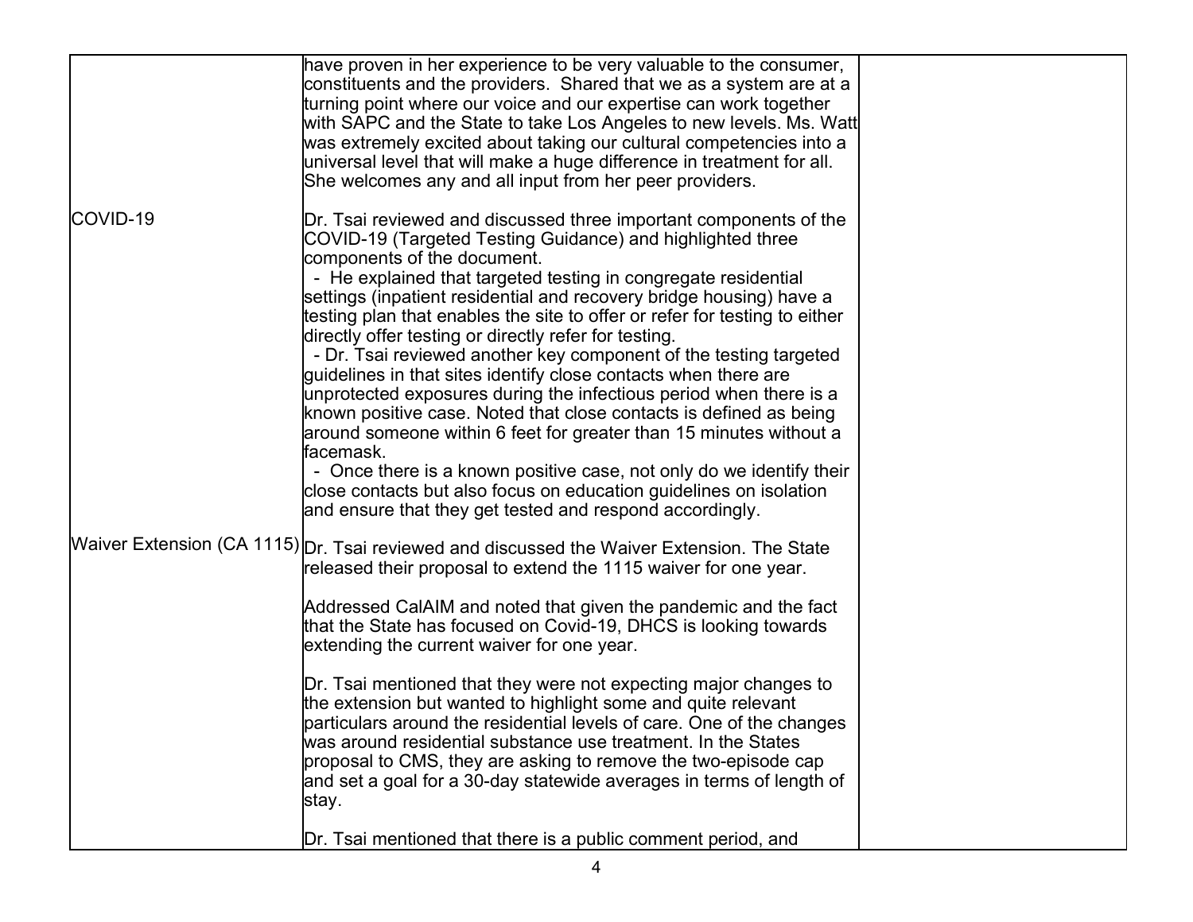| | | |
|---|---|---|
| | have proven in her experience to be very valuable to the consumer, constituents and the providers. Shared that we as a system are at a turning point where our voice and our expertise can work together with SAPC and the State to take Los Angeles to new levels. Ms. Watt was extremely excited about taking our cultural competencies into a universal level that will make a huge difference in treatment for all. She welcomes any and all input from her peer providers. | |
| COVID-19 | Dr. Tsai reviewed and discussed three important components of the COVID-19 (Targeted Testing Guidance) and highlighted three components of the document.<br>- He explained that targeted testing in congregate residential settings (inpatient residential and recovery bridge housing) have a testing plan that enables the site to offer or refer for testing to either directly offer testing or directly refer for testing.<br>- Dr. Tsai reviewed another key component of the testing targeted guidelines in that sites identify close contacts when there are unprotected exposures during the infectious period when there is a known positive case. Noted that close contacts is defined as being around someone within 6 feet for greater than 15 minutes without a facemask.<br>- Once there is a known positive case, not only do we identify their close contacts but also focus on education guidelines on isolation and ensure that they get tested and respond accordingly. | |
| Waiver Extension (CA 1115) | Dr. Tsai reviewed and discussed the Waiver Extension. The State released their proposal to extend the 1115 waiver for one year.<br><br>Addressed CalAIM and noted that given the pandemic and the fact that the State has focused on Covid-19, DHCS is looking towards extending the current waiver for one year.<br><br>Dr. Tsai mentioned that they were not expecting major changes to the extension but wanted to highlight some and quite relevant particulars around the residential levels of care. One of the changes was around residential substance use treatment. In the States proposal to CMS, they are asking to remove the two-episode cap and set a goal for a 30-day statewide averages in terms of length of stay.<br><br>Dr. Tsai mentioned that there is a public comment period, and | |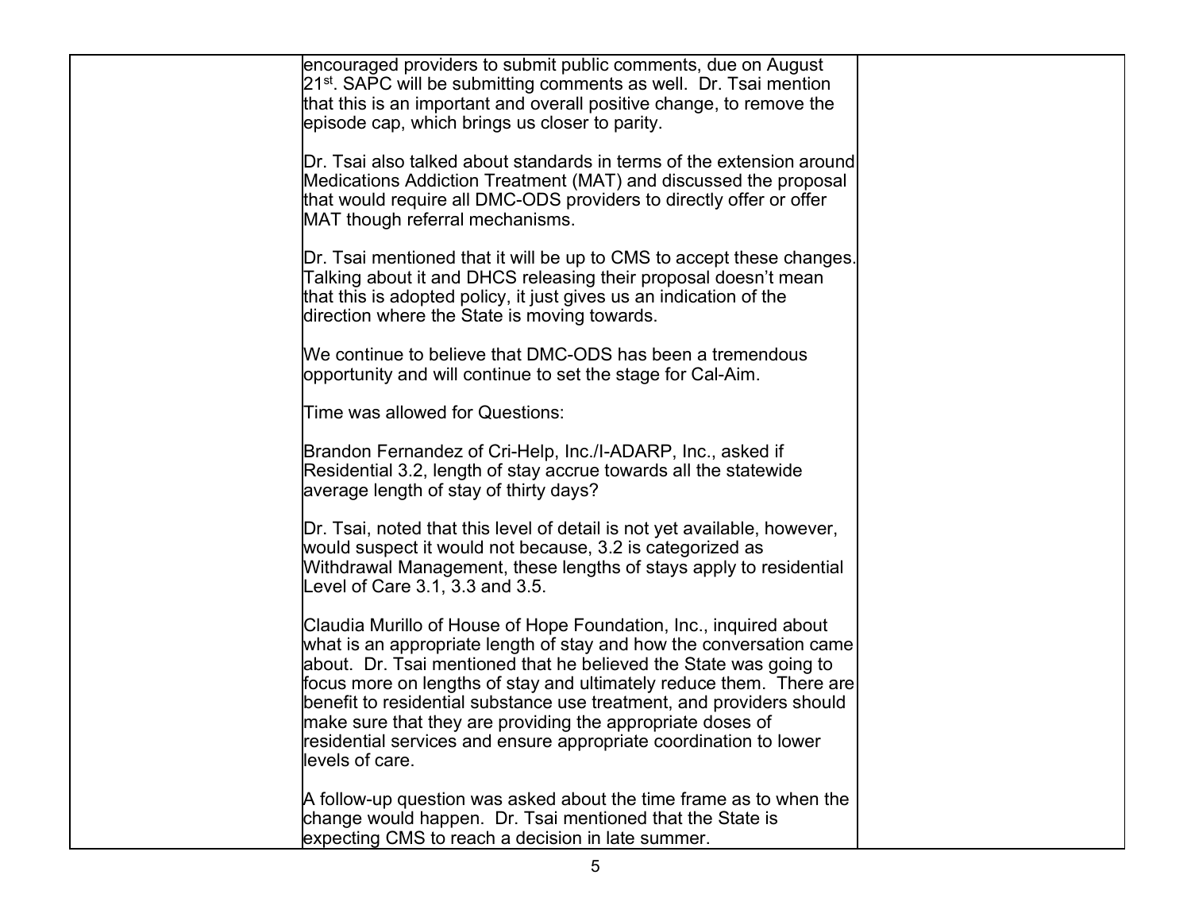| | | |
|---|---|---|
| | encouraged providers to submit public comments, due on August 21st. SAPC will be submitting comments as well. Dr. Tsai mention that this is an important and overall positive change, to remove the episode cap, which brings us closer to parity.<br><br>Dr. Tsai also talked about standards in terms of the extension around Medications Addiction Treatment (MAT) and discussed the proposal that would require all DMC-ODS providers to directly offer or offer MAT though referral mechanisms.<br><br>Dr. Tsai mentioned that it will be up to CMS to accept these changes. Talking about it and DHCS releasing their proposal doesn't mean that this is adopted policy, it just gives us an indication of the direction where the State is moving towards.<br><br>We continue to believe that DMC-ODS has been a tremendous opportunity and will continue to set the stage for Cal-Aim.<br><br>Time was allowed for Questions:<br><br>Brandon Fernandez of Cri-Help, Inc./I-ADARP, Inc., asked if Residential 3.2, length of stay accrue towards all the statewide average length of stay of thirty days?<br><br>Dr. Tsai, noted that this level of detail is not yet available, however, would suspect it would not because, 3.2 is categorized as Withdrawal Management, these lengths of stays apply to residential Level of Care 3.1, 3.3 and 3.5.<br><br>Claudia Murillo of House of Hope Foundation, Inc., inquired about what is an appropriate length of stay and how the conversation came about. Dr. Tsai mentioned that he believed the State was going to focus more on lengths of stay and ultimately reduce them. There are benefit to residential substance use treatment, and providers should make sure that they are providing the appropriate doses of residential services and ensure appropriate coordination to lower levels of care.<br><br>A follow-up question was asked about the time frame as to when the change would happen. Dr. Tsai mentioned that the State is expecting CMS to reach a decision in late summer. | |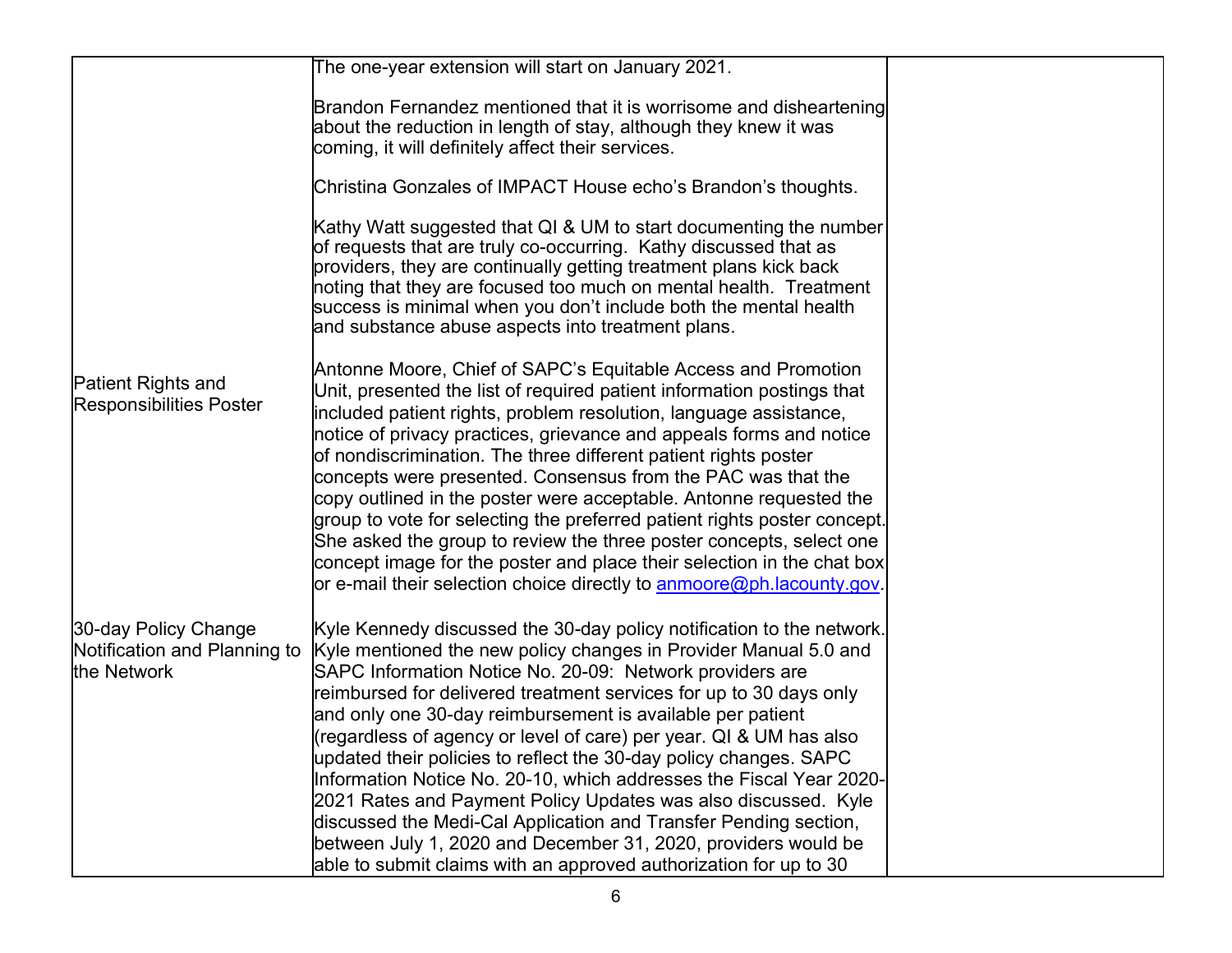| | | |
|---|---|---|
| | The one-year extension will start on January 2021.<br><br>Brandon Fernandez mentioned that it is worrisome and disheartening about the reduction in length of stay, although they knew it was coming, it will definitely affect their services.<br><br>Christina Gonzales of IMPACT House echo's Brandon's thoughts.<br><br>Kathy Watt suggested that QI & UM to start documenting the number of requests that are truly co-occurring. Kathy discussed that as providers, they are continually getting treatment plans kick back noting that they are focused too much on mental health. Treatment success is minimal when you don't include both the mental health and substance abuse aspects into treatment plans. | |
| Patient Rights and Responsibilities Poster | Antonne Moore, Chief of SAPC's Equitable Access and Promotion Unit, presented the list of required patient information postings that included patient rights, problem resolution, language assistance, notice of privacy practices, grievance and appeals forms and notice of nondiscrimination. The three different patient rights poster concepts were presented. Consensus from the PAC was that the copy outlined in the poster were acceptable. Antonne requested the group to vote for selecting the preferred patient rights poster concept. She asked the group to review the three poster concepts, select one concept image for the poster and place their selection in the chat box or e-mail their selection choice directly to anmoore@ph.lacounty.gov. | |
| 30-day Policy Change Notification and Planning to the Network | Kyle Kennedy discussed the 30-day policy notification to the network. Kyle mentioned the new policy changes in Provider Manual 5.0 and SAPC Information Notice No. 20-09: Network providers are reimbursed for delivered treatment services for up to 30 days only and only one 30-day reimbursement is available per patient (regardless of agency or level of care) per year. QI & UM has also updated their policies to reflect the 30-day policy changes. SAPC Information Notice No. 20-10, which addresses the Fiscal Year 2020-2021 Rates and Payment Policy Updates was also discussed. Kyle discussed the Medi-Cal Application and Transfer Pending section, between July 1, 2020 and December 31, 2020, providers would be able to submit claims with an approved authorization for up to 30 | |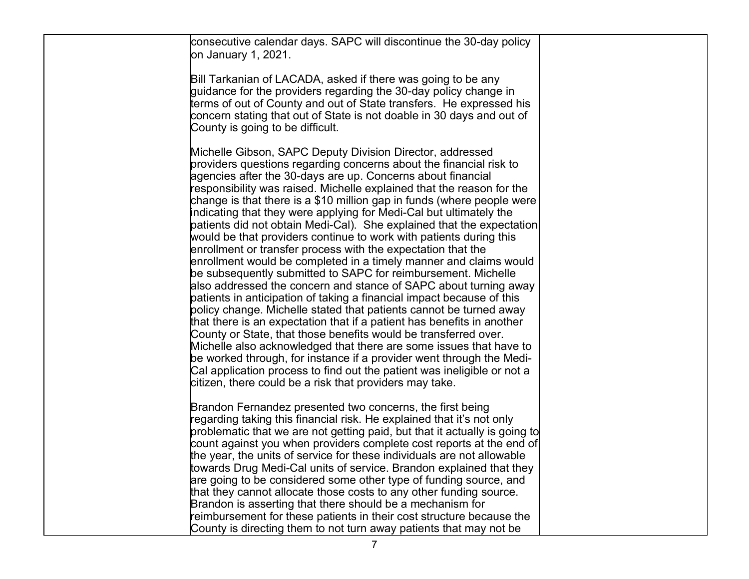| | | |
|---|---|---|
| | consecutive calendar days. SAPC will discontinue the 30-day policy on January 1, 2021.<br><br>Bill Tarkanian of LACADA, asked if there was going to be any guidance for the providers regarding the 30-day policy change in terms of out of County and out of State transfers. He expressed his concern stating that out of State is not doable in 30 days and out of County is going to be difficult.<br><br>Michelle Gibson, SAPC Deputy Division Director, addressed providers questions regarding concerns about the financial risk to agencies after the 30-days are up. Concerns about financial responsibility was raised. Michelle explained that the reason for the change is that there is a $10 million gap in funds (where people were indicating that they were applying for Medi-Cal but ultimately the patients did not obtain Medi-Cal). She explained that the expectation would be that providers continue to work with patients during this enrollment or transfer process with the expectation that the enrollment would be completed in a timely manner and claims would be subsequently submitted to SAPC for reimbursement. Michelle also addressed the concern and stance of SAPC about turning away patients in anticipation of taking a financial impact because of this policy change. Michelle stated that patients cannot be turned away that there is an expectation that if a patient has benefits in another County or State, that those benefits would be transferred over. Michelle also acknowledged that there are some issues that have to be worked through, for instance if a provider went through the Medi-Cal application process to find out the patient was ineligible or not a citizen, there could be a risk that providers may take.<br><br>Brandon Fernandez presented two concerns, the first being regarding taking this financial risk. He explained that it's not only problematic that we are not getting paid, but that it actually is going to count against you when providers complete cost reports at the end of the year, the units of service for these individuals are not allowable towards Drug Medi-Cal units of service. Brandon explained that they are going to be considered some other type of funding source, and that they cannot allocate those costs to any other funding source. Brandon is asserting that there should be a mechanism for reimbursement for these patients in their cost structure because the County is directing them to not turn away patients that may not be | |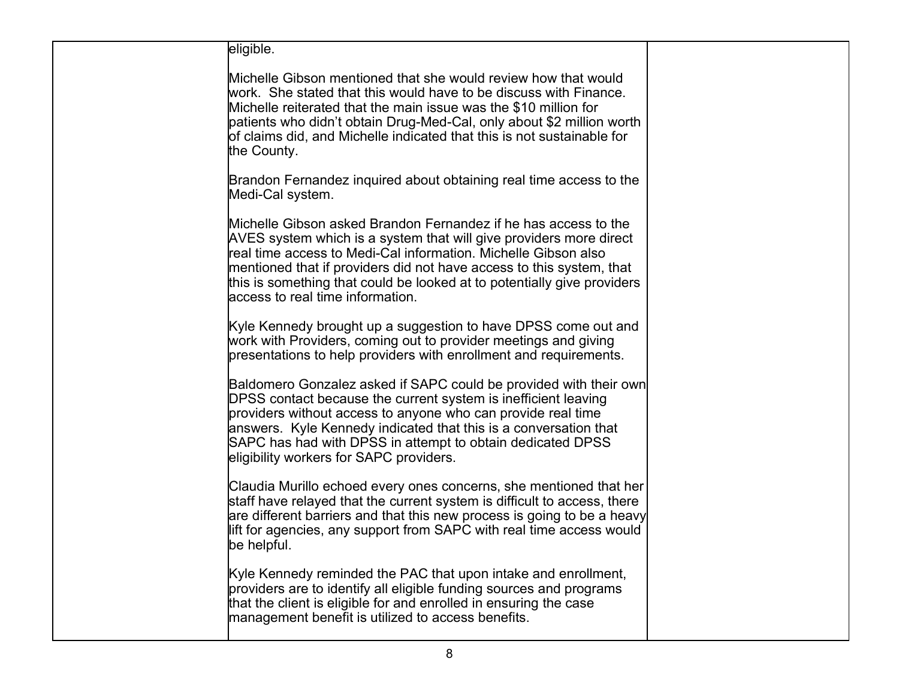| | | |
|---|---|---|
| | eligible.<br><br>Michelle Gibson mentioned that she would review how that would work. She stated that this would have to be discuss with Finance. Michelle reiterated that the main issue was the $10 million for patients who didn't obtain Drug-Med-Cal, only about $2 million worth of claims did, and Michelle indicated that this is not sustainable for the County.<br><br>Brandon Fernandez inquired about obtaining real time access to the Medi-Cal system.<br><br>Michelle Gibson asked Brandon Fernandez if he has access to the AVES system which is a system that will give providers more direct real time access to Medi-Cal information. Michelle Gibson also mentioned that if providers did not have access to this system, that this is something that could be looked at to potentially give providers access to real time information.<br><br>Kyle Kennedy brought up a suggestion to have DPSS come out and work with Providers, coming out to provider meetings and giving presentations to help providers with enrollment and requirements.<br><br>Baldomero Gonzalez asked if SAPC could be provided with their own DPSS contact because the current system is inefficient leaving providers without access to anyone who can provide real time answers. Kyle Kennedy indicated that this is a conversation that SAPC has had with DPSS in attempt to obtain dedicated DPSS eligibility workers for SAPC providers.<br><br>Claudia Murillo echoed every ones concerns, she mentioned that her staff have relayed that the current system is difficult to access, there are different barriers and that this new process is going to be a heavy lift for agencies, any support from SAPC with real time access would be helpful.<br><br>Kyle Kennedy reminded the PAC that upon intake and enrollment, providers are to identify all eligible funding sources and programs that the client is eligible for and enrolled in ensuring the case management benefit is utilized to access benefits. | |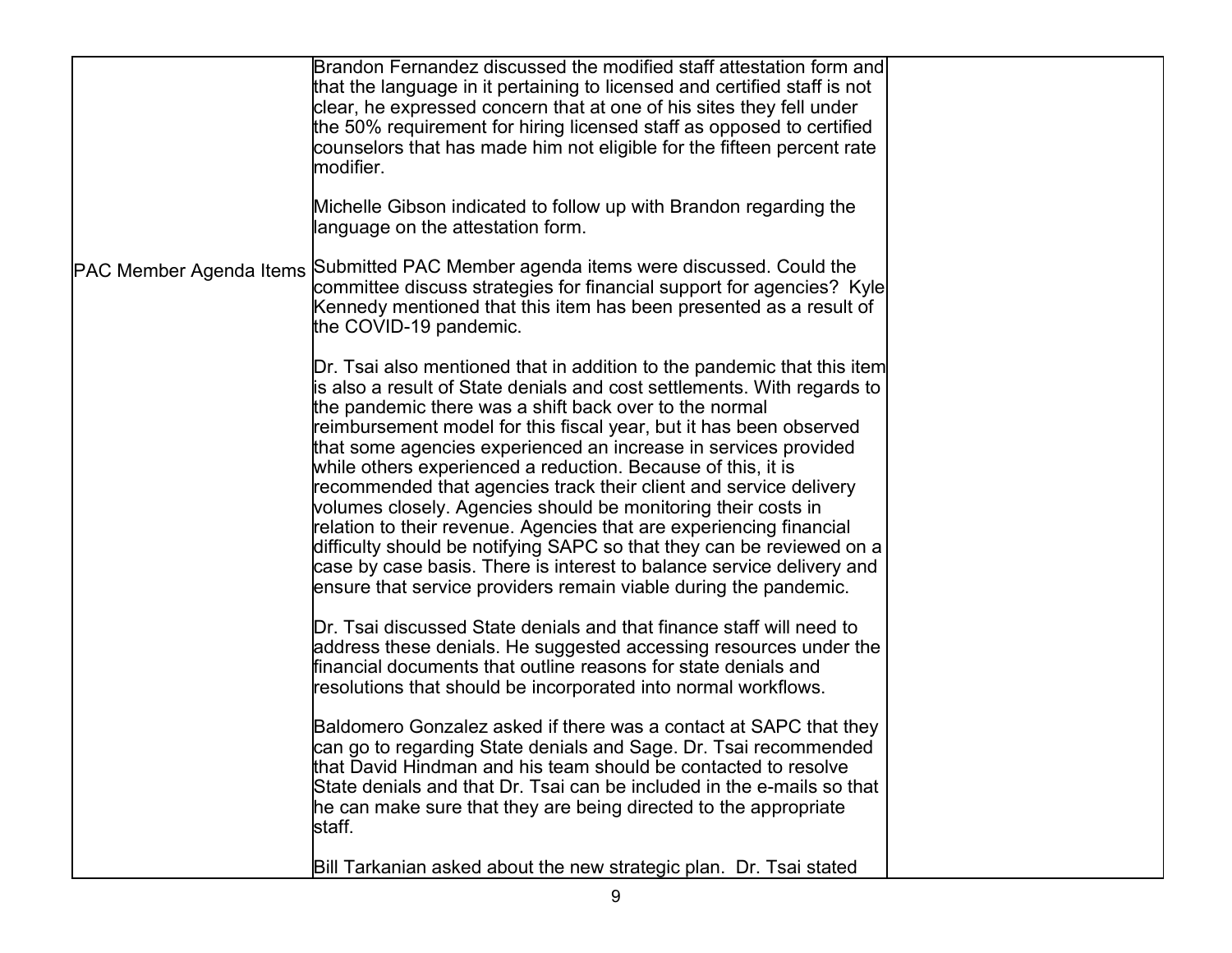| | | |
|---|---|---|
| | Brandon Fernandez discussed the modified staff attestation form and that the language in it pertaining to licensed and certified staff is not clear, he expressed concern that at one of his sites they fell under the 50% requirement for hiring licensed staff as opposed to certified counselors that has made him not eligible for the fifteen percent rate modifier.<br><br>Michelle Gibson indicated to follow up with Brandon regarding the language on the attestation form. | |
| PAC Member Agenda Items | Submitted PAC Member agenda items were discussed. Could the committee discuss strategies for financial support for agencies? Kyle Kennedy mentioned that this item has been presented as a result of the COVID-19 pandemic.<br><br>Dr. Tsai also mentioned that in addition to the pandemic that this item is also a result of State denials and cost settlements. With regards to the pandemic there was a shift back over to the normal reimbursement model for this fiscal year, but it has been observed that some agencies experienced an increase in services provided while others experienced a reduction. Because of this, it is recommended that agencies track their client and service delivery volumes closely. Agencies should be monitoring their costs in relation to their revenue. Agencies that are experiencing financial difficulty should be notifying SAPC so that they can be reviewed on a case by case basis. There is interest to balance service delivery and ensure that service providers remain viable during the pandemic.<br><br>Dr. Tsai discussed State denials and that finance staff will need to address these denials. He suggested accessing resources under the financial documents that outline reasons for state denials and resolutions that should be incorporated into normal workflows.<br><br>Baldomero Gonzalez asked if there was a contact at SAPC that they can go to regarding State denials and Sage. Dr. Tsai recommended that David Hindman and his team should be contacted to resolve State denials and that Dr. Tsai can be included in the e-mails so that he can make sure that they are being directed to the appropriate staff.<br><br>Bill Tarkanian asked about the new strategic plan. Dr. Tsai stated | |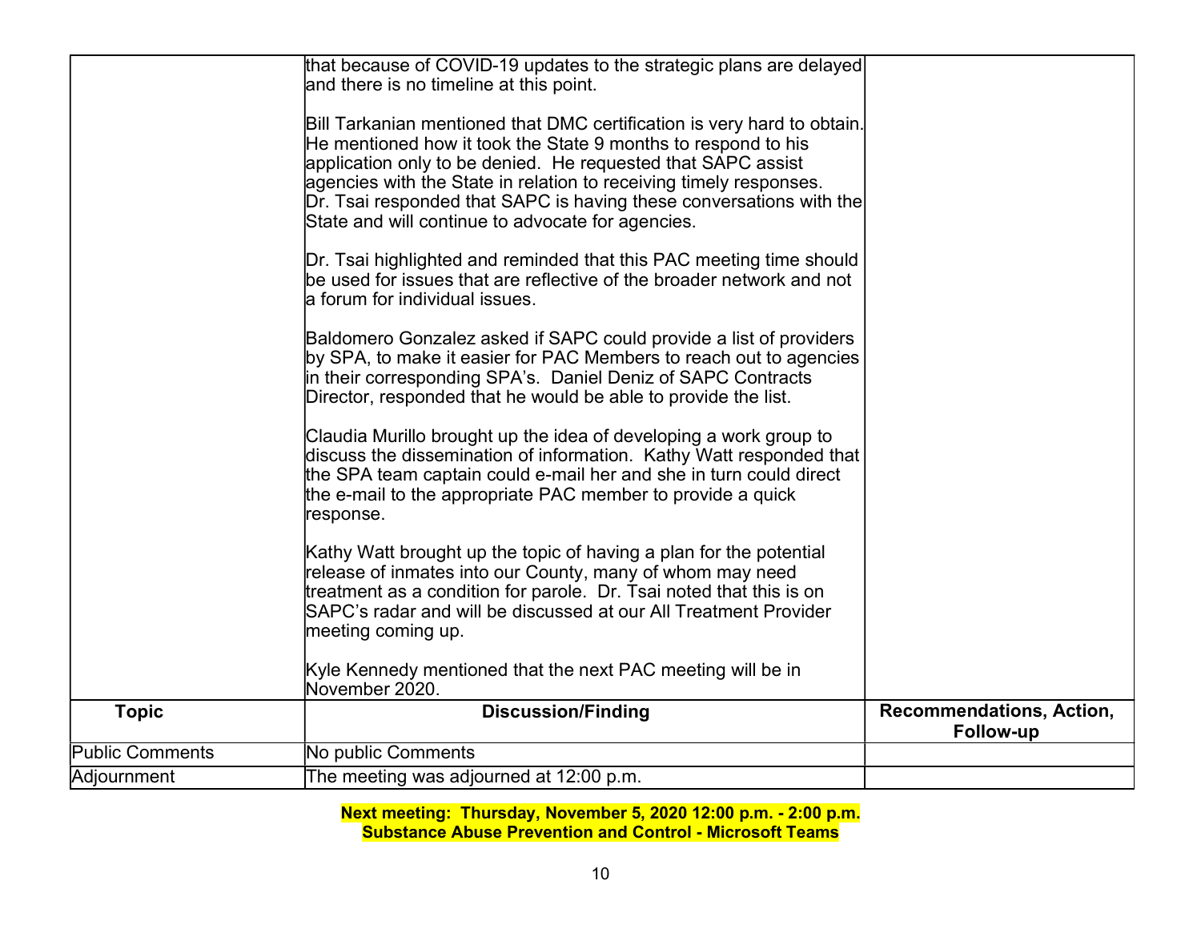| | | |
|---|---|---|
| | that because of COVID-19 updates to the strategic plans are delayed and there is no timeline at this point.<br><br>Bill Tarkanian mentioned that DMC certification is very hard to obtain. He mentioned how it took the State 9 months to respond to his application only to be denied. He requested that SAPC assist agencies with the State in relation to receiving timely responses. Dr. Tsai responded that SAPC is having these conversations with the State and will continue to advocate for agencies.<br><br>Dr. Tsai highlighted and reminded that this PAC meeting time should be used for issues that are reflective of the broader network and not a forum for individual issues.<br><br>Baldomero Gonzalez asked if SAPC could provide a list of providers by SPA, to make it easier for PAC Members to reach out to agencies in their corresponding SPA's. Daniel Deniz of SAPC Contracts Director, responded that he would be able to provide the list.<br><br>Claudia Murillo brought up the idea of developing a work group to discuss the dissemination of information. Kathy Watt responded that the SPA team captain could e-mail her and she in turn could direct the e-mail to the appropriate PAC member to provide a quick response.<br><br>Kathy Watt brought up the topic of having a plan for the potential release of inmates into our County, many of whom may need treatment as a condition for parole. Dr. Tsai noted that this is on SAPC's radar and will be discussed at our All Treatment Provider meeting coming up.<br><br>Kyle Kennedy mentioned that the next PAC meeting will be in November 2020. | |
| **Topic** | **Discussion/Finding** | **Recommendations, Action, Follow-up** |
| Public Comments | No public Comments | |
| Adjournment | The meeting was adjourned at 12:00 p.m. | |

**Next meeting: Thursday, November 5, 2020 12:00 p.m. - 2:00 p.m.**
**Substance Abuse Prevention and Control - Microsoft Teams**